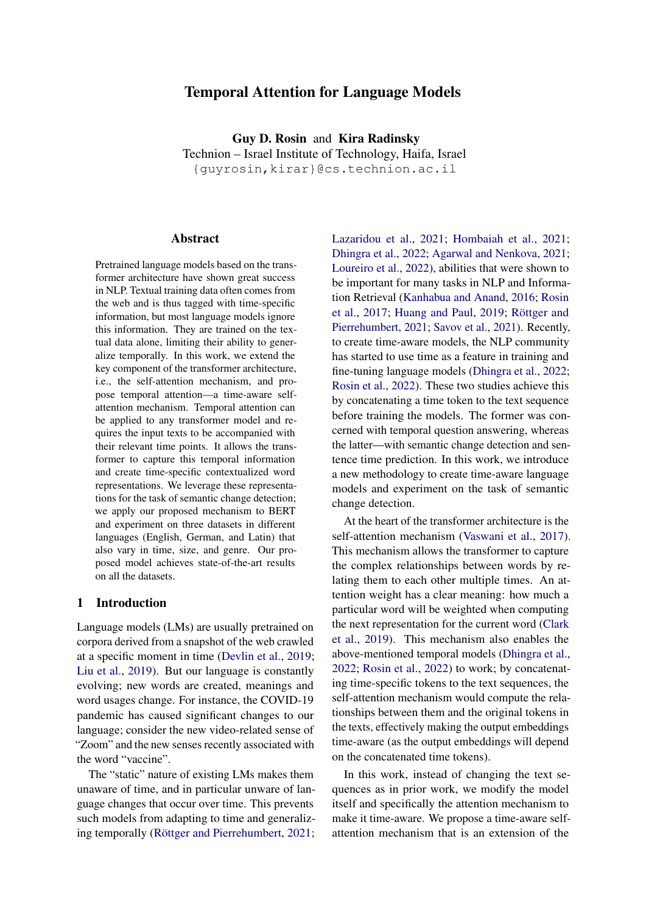# Temporal Attention for Language Models

**Guy D. Rosin** and **Kira Radinsky**
Technion – Israel Institute of Technology, Haifa, Israel
{guyrosin,kirar}@cs.technion.ac.il

## Abstract

Pretrained language models based on the transformer architecture have shown great success in NLP. Textual training data often comes from the web and is thus tagged with time-specific information, but most language models ignore this information. They are trained on the textual data alone, limiting their ability to generalize temporally. In this work, we extend the key component of the transformer architecture, i.e., the self-attention mechanism, and propose temporal attention—a time-aware self-attention mechanism. Temporal attention can be applied to any transformer model and requires the input texts to be accompanied with their relevant time points. It allows the transformer to capture this temporal information and create time-specific contextualized word representations. We leverage these representations for the task of semantic change detection; we apply our proposed mechanism to BERT and experiment on three datasets in different languages (English, German, and Latin) that also vary in time, size, and genre. Our proposed model achieves state-of-the-art results on all the datasets.

## 1 Introduction

Language models (LMs) are usually pretrained on corpora derived from a snapshot of the web crawled at a specific moment in time (Devlin et al., 2019; Liu et al., 2019). But our language is constantly evolving; new words are created, meanings and word usages change. For instance, the COVID-19 pandemic has caused significant changes to our language; consider the new video-related sense of "Zoom" and the new senses recently associated with the word "vaccine".

The "static" nature of existing LMs makes them unaware of time, and in particular unaware of language changes that occur over time. This prevents such models from adapting to time and generalizing temporally (Röttger and Pierrehumbert, 2021; Lazaridou et al., 2021; Hombaiah et al., 2021; Dhingra et al., 2022; Agarwal and Nenkova, 2021; Loureiro et al., 2022), abilities that were shown to be important for many tasks in NLP and Information Retrieval (Kanhabua and Anand, 2016; Rosin et al., 2017; Huang and Paul, 2019; Röttger and Pierrehumbert, 2021; Savov et al., 2021). Recently, to create time-aware models, the NLP community has started to use time as a feature in training and fine-tuning language models (Dhingra et al., 2022; Rosin et al., 2022). These two studies achieve this by concatenating a time token to the text sequence before training the models. The former was concerned with temporal question answering, whereas the latter—with semantic change detection and sentence time prediction. In this work, we introduce a new methodology to create time-aware language models and experiment on the task of semantic change detection.

At the heart of the transformer architecture is the self-attention mechanism (Vaswani et al., 2017). This mechanism allows the transformer to capture the complex relationships between words by relating them to each other multiple times. An attention weight has a clear meaning: how much a particular word will be weighted when computing the next representation for the current word (Clark et al., 2019). This mechanism also enables the above-mentioned temporal models (Dhingra et al., 2022; Rosin et al., 2022) to work; by concatenating time-specific tokens to the text sequences, the self-attention mechanism would compute the relationships between them and the original tokens in the texts, effectively making the output embeddings time-aware (as the output embeddings will depend on the concatenated time tokens).

In this work, instead of changing the text sequences as in prior work, we modify the model itself and specifically the attention mechanism to make it time-aware. We propose a time-aware self-attention mechanism that is an extension of the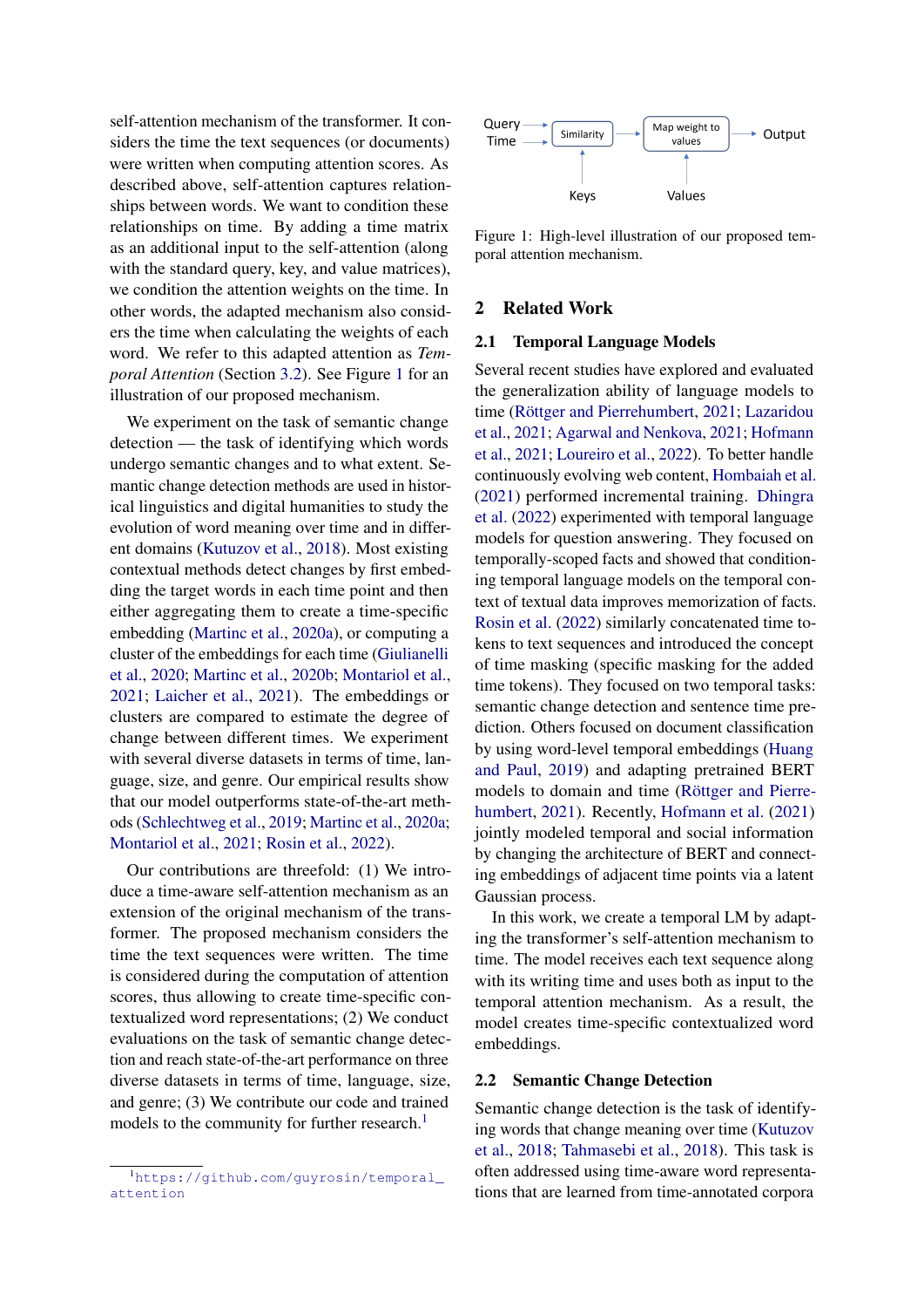self-attention mechanism of the transformer. It considers the time the text sequences (or documents) were written when computing attention scores. As described above, self-attention captures relationships between words. We want to condition these relationships on time. By adding a time matrix as an additional input to the self-attention (along with the standard query, key, and value matrices), we condition the attention weights on the time. In other words, the adapted mechanism also considers the time when calculating the weights of each word. We refer to this adapted attention as *Temporal Attention* (Section 3.2). See Figure 1 for an illustration of our proposed mechanism.

We experiment on the task of semantic change detection — the task of identifying which words undergo semantic changes and to what extent. Semantic change detection methods are used in historical linguistics and digital humanities to study the evolution of word meaning over time and in different domains (Kutuzov et al., 2018). Most existing contextual methods detect changes by first embedding the target words in each time point and then either aggregating them to create a time-specific embedding (Martinc et al., 2020a), or computing a cluster of the embeddings for each time (Giulianelli et al., 2020; Martinc et al., 2020b; Montariol et al., 2021; Laicher et al., 2021). The embeddings or clusters are compared to estimate the degree of change between different times. We experiment with several diverse datasets in terms of time, language, size, and genre. Our empirical results show that our model outperforms state-of-the-art methods (Schlechtweg et al., 2019; Martinc et al., 2020a; Montariol et al., 2021; Rosin et al., 2022).

Our contributions are threefold: (1) We introduce a time-aware self-attention mechanism as an extension of the original mechanism of the transformer. The proposed mechanism considers the time the text sequences were written. The time is considered during the computation of attention scores, thus allowing to create time-specific contextualized word representations; (2) We conduct evaluations on the task of semantic change detection and reach state-of-the-art performance on three diverse datasets in terms of time, language, size, and genre; (3) We contribute our code and trained models to the community for further research.[1]

[1] https://github.com/guyrosin/temporal_attention

Query → Similarity → Map weight to values → Output
Time → Similarity
Keys → Similarity
Values → Map weight to values

Figure 1: High-level illustration of our proposed temporal attention mechanism.

## 2 Related Work

### 2.1 Temporal Language Models

Several recent studies have explored and evaluated the generalization ability of language models to time (Röttger and Pierrehumbert, 2021; Lazaridou et al., 2021; Agarwal and Nenkova, 2021; Hofmann et al., 2021; Loureiro et al., 2022). To better handle continuously evolving web content, Hombaiah et al. (2021) performed incremental training. Dhingra et al. (2022) experimented with temporal language models for question answering. They focused on temporally-scoped facts and showed that conditioning temporal language models on the temporal context of textual data improves memorization of facts. Rosin et al. (2022) similarly concatenated time tokens to text sequences and introduced the concept of time masking (specific masking for the added time tokens). They focused on two temporal tasks: semantic change detection and sentence time prediction. Others focused on document classification by using word-level temporal embeddings (Huang and Paul, 2019) and adapting pretrained BERT models to domain and time (Röttger and Pierrehumbert, 2021). Recently, Hofmann et al. (2021) jointly modeled temporal and social information by changing the architecture of BERT and connecting embeddings of adjacent time points via a latent Gaussian process.

In this work, we create a temporal LM by adapting the transformer's self-attention mechanism to time. The model receives each text sequence along with its writing time and uses both as input to the temporal attention mechanism. As a result, the model creates time-specific contextualized word embeddings.

### 2.2 Semantic Change Detection

Semantic change detection is the task of identifying words that change meaning over time (Kutuzov et al., 2018; Tahmasebi et al., 2018). This task is often addressed using time-aware word representations that are learned from time-annotated corpora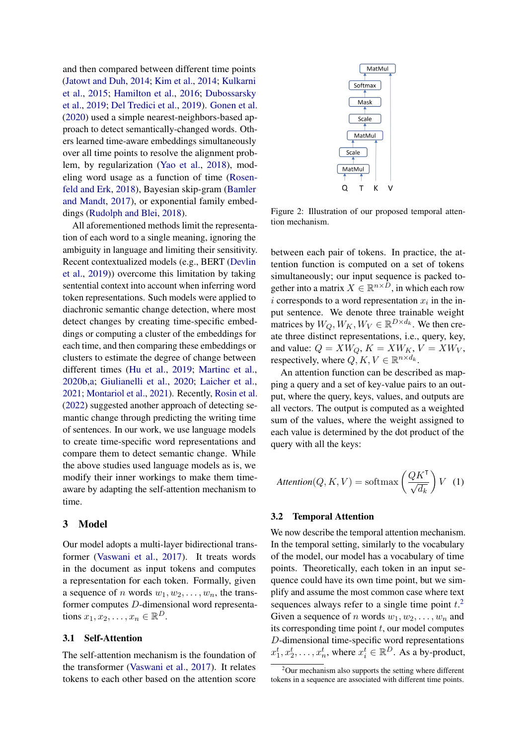and then compared between different time points (Jatowt and Duh, 2014; Kim et al., 2014; Kulkarni et al., 2015; Hamilton et al., 2016; Dubossarsky et al., 2019; Del Tredici et al., 2019). Gonen et al. (2020) used a simple nearest-neighbors-based approach to detect semantically-changed words. Others learned time-aware embeddings simultaneously over all time points to resolve the alignment problem, by regularization (Yao et al., 2018), modeling word usage as a function of time (Rosenfeld and Erk, 2018), Bayesian skip-gram (Bamler and Mandt, 2017), or exponential family embeddings (Rudolph and Blei, 2018).

All aforementioned methods limit the representation of each word to a single meaning, ignoring the ambiguity in language and limiting their sensitivity. Recent contextualized models (e.g., BERT (Devlin et al., 2019)) overcome this limitation by taking sentential context into account when inferring word token representations. Such models were applied to diachronic semantic change detection, where most detect changes by creating time-specific embeddings or computing a cluster of the embeddings for each time, and then comparing these embeddings or clusters to estimate the degree of change between different times (Hu et al., 2019; Martinc et al., 2020b,a; Giulianelli et al., 2020; Laicher et al., 2021; Montariol et al., 2021). Recently, Rosin et al. (2022) suggested another approach of detecting semantic change through predicting the writing time of sentences. In our work, we use language models to create time-specific word representations and compare them to detect semantic change. While the above studies used language models as is, we modify their inner workings to make them time-aware by adapting the self-attention mechanism to time.

## 3 Model

Our model adopts a multi-layer bidirectional transformer (Vaswani et al., 2017). It treats words in the document as input tokens and computes a representation for each token. Formally, given a sequence of $n$ words $w_1, w_2, \ldots, w_n$, the transformer computes $D$-dimensional word representations $x_1, x_2, \ldots, x_n \in \mathbb{R}^D$.

### 3.1 Self-Attention

The self-attention mechanism is the foundation of the transformer (Vaswani et al., 2017). It relates tokens to each other based on the attention score between each pair of tokens. In practice, the attention function is computed on a set of tokens simultaneously; our input sequence is packed together into a matrix $X \in \mathbb{R}^{n \times D}$, in which each row $i$ corresponds to a word representation $x_i$ in the input sentence. We denote three trainable weight matrices by $W_Q, W_K, W_V \in \mathbb{R}^{D \times d_k}$. We then create three distinct representations, i.e., query, key, and value: $Q = XW_Q$, $K = XW_K$, $V = XW_V$, respectively, where $Q, K, V \in \mathbb{R}^{n \times d_k}$.

An attention function can be described as mapping a query and a set of key-value pairs to an output, where the query, keys, values, and outputs are all vectors. The output is computed as a weighted sum of the values, where the weight assigned to each value is determined by the dot product of the query with all the keys:

$$\mathit{Attention}(Q, K, V) = \operatorname{softmax}\left(\frac{QK^{\intercal}}{\sqrt{d_k}}\right) V \quad (1)$$

Figure 2: Illustration of our proposed temporal attention mechanism.

### 3.2 Temporal Attention

We now describe the temporal attention mechanism. In the temporal setting, similarly to the vocabulary of the model, our model has a vocabulary of time points. Theoretically, each token in an input sequence could have its own time point, but we simplify and assume the most common case where text sequences always refer to a single time point $t$.[2] Given a sequence of $n$ words $w_1, w_2, \ldots, w_n$ and its corresponding time point $t$, our model computes $D$-dimensional time-specific word representations $x_1^t, x_2^t, \ldots, x_n^t$, where $x_i^t \in \mathbb{R}^D$. As a by-product,

[2] Our mechanism also supports the setting where different tokens in a sequence are associated with different time points.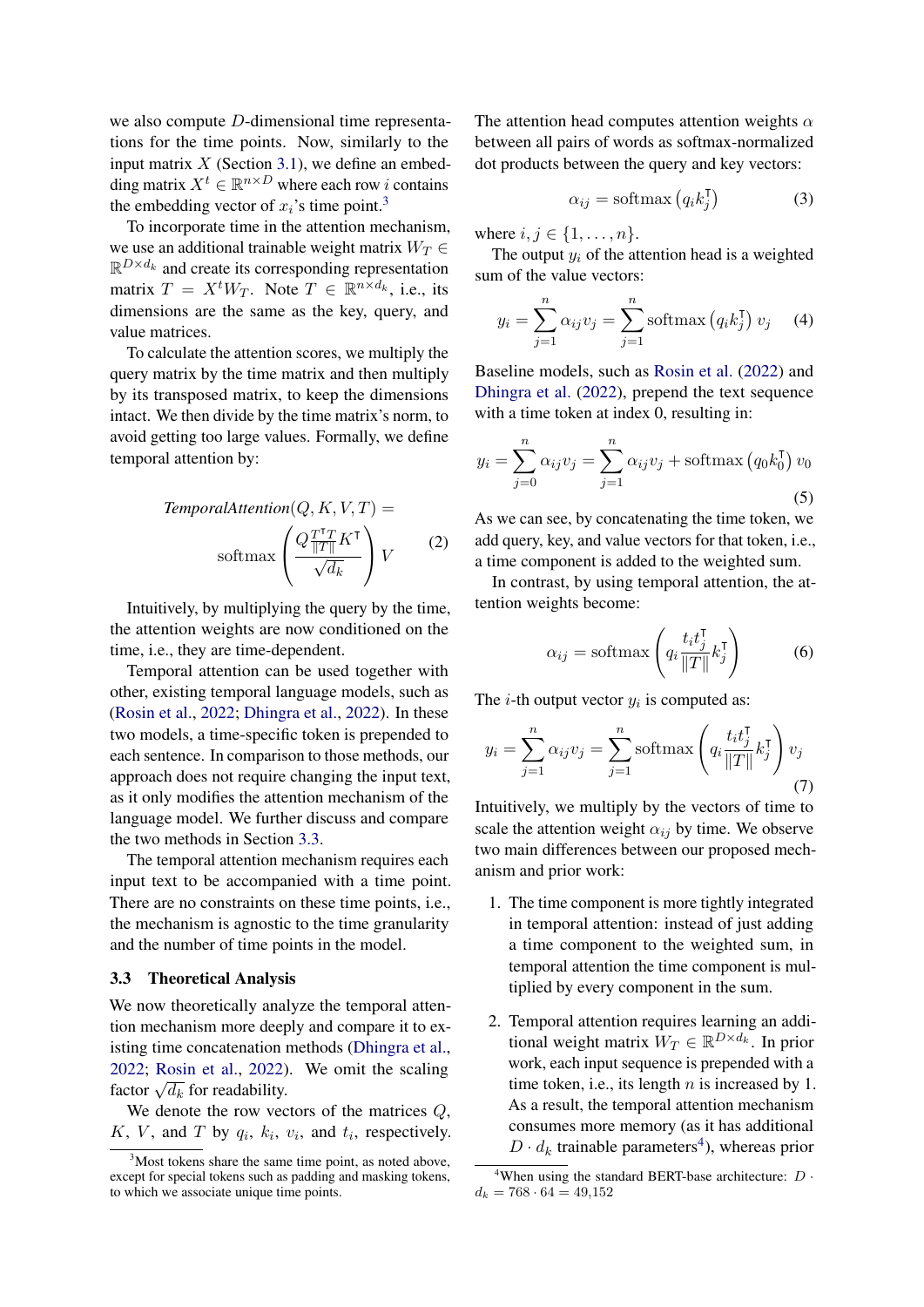we also compute $D$-dimensional time representations for the time points. Now, similarly to the input matrix $X$ (Section 3.1), we define an embedding matrix $X^t \in \mathbb{R}^{n \times D}$ where each row $i$ contains the embedding vector of $x_i$'s time point.[3]

To incorporate time in the attention mechanism, we use an additional trainable weight matrix $W_T \in \mathbb{R}^{D \times d_k}$ and create its corresponding representation matrix $T = X^t W_T$. Note $T \in \mathbb{R}^{n \times d_k}$, i.e., its dimensions are the same as the key, query, and value matrices.

To calculate the attention scores, we multiply the query matrix by the time matrix and then multiply by its transposed matrix, to keep the dimensions intact. We then divide by the time matrix's norm, to avoid getting too large values. Formally, we define temporal attention by:

$$\mathit{TemporalAttention}(Q, K, V, T) = \text{softmax}\left(\frac{Q \frac{T^\intercal T}{\|T\|} K^\intercal}{\sqrt{d_k}}\right) V \tag{2}$$

Intuitively, by multiplying the query by the time, the attention weights are now conditioned on the time, i.e., they are time-dependent.

Temporal attention can be used together with other, existing temporal language models, such as (Rosin et al., 2022; Dhingra et al., 2022). In these two models, a time-specific token is prepended to each sentence. In comparison to those methods, our approach does not require changing the input text, as it only modifies the attention mechanism of the language model. We further discuss and compare the two methods in Section 3.3.

The temporal attention mechanism requires each input text to be accompanied with a time point. There are no constraints on these time points, i.e., the mechanism is agnostic to the time granularity and the number of time points in the model.

### 3.3 Theoretical Analysis

We now theoretically analyze the temporal attention mechanism more deeply and compare it to existing time concatenation methods (Dhingra et al., 2022; Rosin et al., 2022). We omit the scaling factor $\sqrt{d_k}$ for readability.

We denote the row vectors of the matrices $Q$, $K$, $V$, and $T$ by $q_i$, $k_i$, $v_i$, and $t_i$, respectively. The attention head computes attention weights $\alpha$ between all pairs of words as softmax-normalized dot products between the query and key vectors:

$$\alpha_{ij} = \text{softmax}\left(q_i k_j^\intercal\right) \tag{3}$$

where $i, j \in \{1, \ldots, n\}$.

The output $y_i$ of the attention head is a weighted sum of the value vectors:

$$y_i = \sum_{j=1}^{n} \alpha_{ij} v_j = \sum_{j=1}^{n} \text{softmax}\left(q_i k_j^\intercal\right) v_j \tag{4}$$

Baseline models, such as Rosin et al. (2022) and Dhingra et al. (2022), prepend the text sequence with a time token at index 0, resulting in:

$$y_i = \sum_{j=0}^{n} \alpha_{ij} v_j = \sum_{j=1}^{n} \alpha_{ij} v_j + \text{softmax}\left(q_0 k_0^\intercal\right) v_0 \tag{5}$$

As we can see, by concatenating the time token, we add query, key, and value vectors for that token, i.e., a time component is added to the weighted sum.

In contrast, by using temporal attention, the attention weights become:

$$\alpha_{ij} = \text{softmax}\left(q_i \frac{t_i t_j^\intercal}{\|T\|} k_j^\intercal\right) \tag{6}$$

The $i$-th output vector $y_i$ is computed as:

$$y_i = \sum_{j=1}^{n} \alpha_{ij} v_j = \sum_{j=1}^{n} \text{softmax}\left(q_i \frac{t_i t_j^\intercal}{\|T\|} k_j^\intercal\right) v_j \tag{7}$$

Intuitively, we multiply by the vectors of time to scale the attention weight $\alpha_{ij}$ by time. We observe two main differences between our proposed mechanism and prior work:

1. The time component is more tightly integrated in temporal attention: instead of just adding a time component to the weighted sum, in temporal attention the time component is multiplied by every component in the sum.

2. Temporal attention requires learning an additional weight matrix $W_T \in \mathbb{R}^{D \times d_k}$. In prior work, each input sequence is prepended with a time token, i.e., its length $n$ is increased by 1. As a result, the temporal attention mechanism consumes more memory (as it has additional $D \cdot d_k$ trainable parameters[4]), whereas prior

[3] Most tokens share the same time point, as noted above, except for special tokens such as padding and masking tokens, to which we associate unique time points.

[4] When using the standard BERT-base architecture: $D \cdot d_k = 768 \cdot 64 = 49{,}152$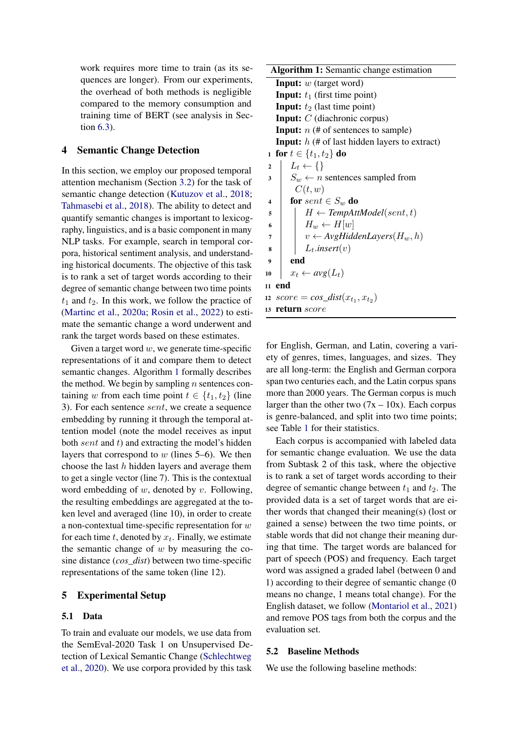work requires more time to train (as its sequences are longer). From our experiments, the overhead of both methods is negligible compared to the memory consumption and training time of BERT (see analysis in Section 6.3).

## 4 Semantic Change Detection

In this section, we employ our proposed temporal attention mechanism (Section 3.2) for the task of semantic change detection (Kutuzov et al., 2018; Tahmasebi et al., 2018). The ability to detect and quantify semantic changes is important to lexicography, linguistics, and is a basic component in many NLP tasks. For example, search in temporal corpora, historical sentiment analysis, and understanding historical documents. The objective of this task is to rank a set of target words according to their degree of semantic change between two time points $t_1$ and $t_2$. In this work, we follow the practice of (Martinc et al., 2020a; Rosin et al., 2022) to estimate the semantic change a word underwent and rank the target words based on these estimates.

Given a target word $w$, we generate time-specific representations of it and compare them to detect semantic changes. Algorithm 1 formally describes the method. We begin by sampling $n$ sentences containing $w$ from each time point $t \in \{t_1, t_2\}$ (line 3). For each sentence $sent$, we create a sequence embedding by running it through the temporal attention model (note the model receives as input both $sent$ and $t$) and extracting the model's hidden layers that correspond to $w$ (lines 5–6). We then choose the last $h$ hidden layers and average them to get a single vector (line 7). This is the contextual word embedding of $w$, denoted by $v$. Following, the resulting embeddings are aggregated at the token level and averaged (line 10), in order to create a non-contextual time-specific representation for $w$ for each time $t$, denoted by $x_t$. Finally, we estimate the semantic change of $w$ by measuring the cosine distance (*cos_dist*) between two time-specific representations of the same token (line 12).

**Algorithm 1:** Semantic change estimation

```
Input: w (target word)
Input: t1 (first time point)
Input: t2 (last time point)
Input: C (diachronic corpus)
Input: n (# of sentences to sample)
Input: h (# of last hidden layers to extract)
1  for t ∈ {t1, t2} do
2      L_t ← {}
3      S_w ← n sentences sampled from C(t, w)
4      for sent ∈ S_w do
5          H ← TempAttModel(sent, t)
6          H_w ← H[w]
7          v ← AvgHiddenLayers(H_w, h)
8          L_t.insert(v)
9      end
10     x_t ← avg(L_t)
11 end
12 score = cos_dist(x_t1, x_t2)
13 return score
```

## 5 Experimental Setup

### 5.1 Data

To train and evaluate our models, we use data from the SemEval-2020 Task 1 on Unsupervised Detection of Lexical Semantic Change (Schlechtweg et al., 2020). We use corpora provided by this task for English, German, and Latin, covering a variety of genres, times, languages, and sizes. They are all long-term: the English and German corpora span two centuries each, and the Latin corpus spans more than 2000 years. The German corpus is much larger than the other two (7x – 10x). Each corpus is genre-balanced, and split into two time points; see Table 1 for their statistics.

Each corpus is accompanied with labeled data for semantic change evaluation. We use the data from Subtask 2 of this task, where the objective is to rank a set of target words according to their degree of semantic change between $t_1$ and $t_2$. The provided data is a set of target words that are either words that changed their meaning(s) (lost or gained a sense) between the two time points, or stable words that did not change their meaning during that time. The target words are balanced for part of speech (POS) and frequency. Each target word was assigned a graded label (between 0 and 1) according to their degree of semantic change (0 means no change, 1 means total change). For the English dataset, we follow (Montariol et al., 2021) and remove POS tags from both the corpus and the evaluation set.

### 5.2 Baseline Methods

We use the following baseline methods: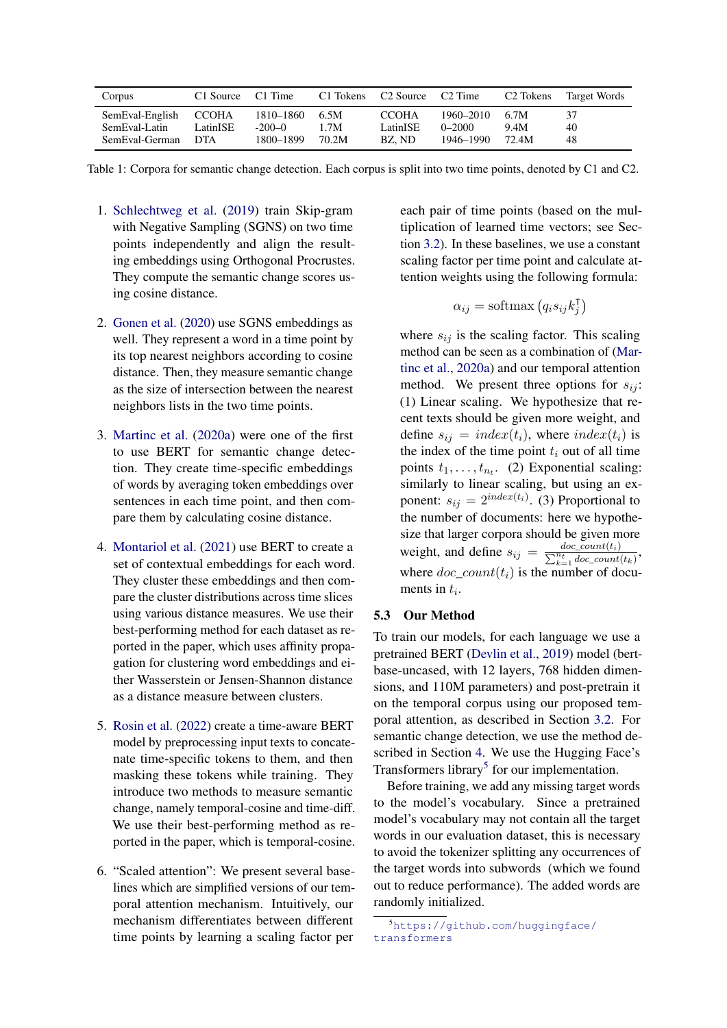| Corpus | C1 Source | C1 Time | C1 Tokens | C2 Source | C2 Time | C2 Tokens | Target Words |
|---|---|---|---|---|---|---|---|
| SemEval-English | CCOHA | 1810–1860 | 6.5M | CCOHA | 1960–2010 | 6.7M | 37 |
| SemEval-Latin | LatinISE | -200–0 | 1.7M | LatinISE | 0–2000 | 9.4M | 40 |
| SemEval-German | DTA | 1800–1899 | 70.2M | BZ, ND | 1946–1990 | 72.4M | 48 |

Table 1: Corpora for semantic change detection. Each corpus is split into two time points, denoted by C1 and C2.

1. Schlechtweg et al. (2019) train Skip-gram with Negative Sampling (SGNS) on two time points independently and align the resulting embeddings using Orthogonal Procrustes. They compute the semantic change scores using cosine distance.

2. Gonen et al. (2020) use SGNS embeddings as well. They represent a word in a time point by its top nearest neighbors according to cosine distance. Then, they measure semantic change as the size of intersection between the nearest neighbors lists in the two time points.

3. Martinc et al. (2020a) were one of the first to use BERT for semantic change detection. They create time-specific embeddings of words by averaging token embeddings over sentences in each time point, and then compare them by calculating cosine distance.

4. Montariol et al. (2021) use BERT to create a set of contextual embeddings for each word. They cluster these embeddings and then compare the cluster distributions across time slices using various distance measures. We use their best-performing method for each dataset as reported in the paper, which uses affinity propagation for clustering word embeddings and either Wasserstein or Jensen-Shannon distance as a distance measure between clusters.

5. Rosin et al. (2022) create a time-aware BERT model by preprocessing input texts to concatenate time-specific tokens to them, and then masking these tokens while training. They introduce two methods to measure semantic change, namely temporal-cosine and time-diff. We use their best-performing method as reported in the paper, which is temporal-cosine.

6. "Scaled attention": We present several baselines which are simplified versions of our temporal attention mechanism. Intuitively, our mechanism differentiates between different time points by learning a scaling factor per each pair of time points (based on the multiplication of learned time vectors; see Section 3.2). In these baselines, we use a constant scaling factor per time point and calculate attention weights using the following formula:

$$\alpha_{ij} = \text{softmax}\left(q_i s_{ij} k_j^{\intercal}\right)$$

where $s_{ij}$ is the scaling factor. This scaling method can be seen as a combination of (Martinc et al., 2020a) and our temporal attention method. We present three options for $s_{ij}$: (1) Linear scaling. We hypothesize that recent texts should be given more weight, and define $s_{ij} = index(t_i)$, where $index(t_i)$ is the index of the time point $t_i$ out of all time points $t_1, \ldots, t_{n_t}$. (2) Exponential scaling: similarly to linear scaling, but using an exponent: $s_{ij} = 2^{index(t_i)}$. (3) Proportional to the number of documents: here we hypothesize that larger corpora should be given more weight, and define $s_{ij} = \frac{doc\_count(t_i)}{\sum_{k=1}^{n_t} doc\_count(t_k)}$, where $doc\_count(t_i)$ is the number of documents in $t_i$.

### 5.3 Our Method

To train our models, for each language we use a pretrained BERT (Devlin et al., 2019) model (bert-base-uncased, with 12 layers, 768 hidden dimensions, and 110M parameters) and post-pretrain it on the temporal corpus using our proposed temporal attention, as described in Section 3.2. For semantic change detection, we use the method described in Section 4. We use the Hugging Face's Transformers library[5] for our implementation.

Before training, we add any missing target words to the model's vocabulary. Since a pretrained model's vocabulary may not contain all the target words in our evaluation dataset, this is necessary to avoid the tokenizer splitting any occurrences of the target words into subwords (which we found out to reduce performance). The added words are randomly initialized.

[5] https://github.com/huggingface/transformers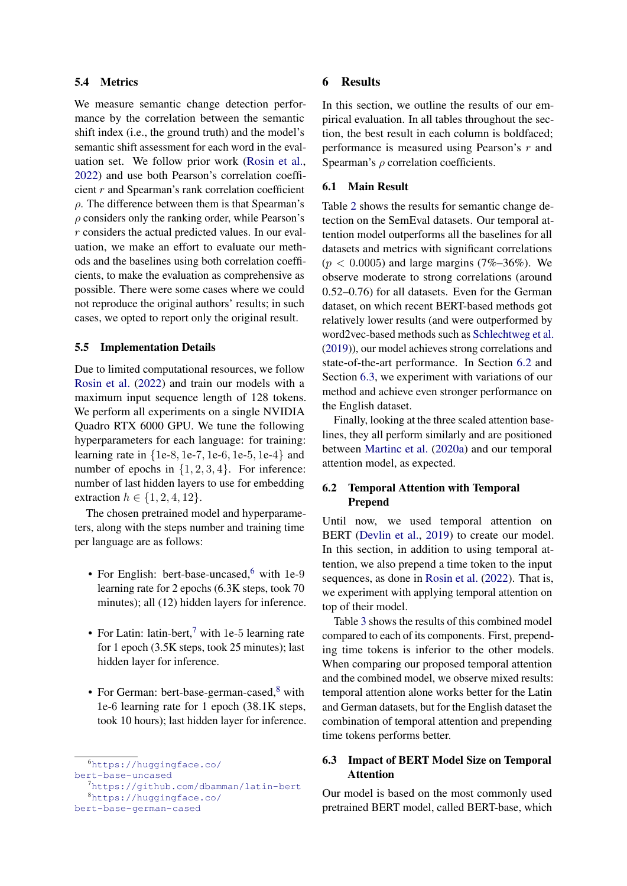### 5.4 Metrics

We measure semantic change detection performance by the correlation between the semantic shift index (i.e., the ground truth) and the model's semantic shift assessment for each word in the evaluation set. We follow prior work (Rosin et al., 2022) and use both Pearson's correlation coefficient $r$ and Spearman's rank correlation coefficient $\rho$. The difference between them is that Spearman's $\rho$ considers only the ranking order, while Pearson's $r$ considers the actual predicted values. In our evaluation, we make an effort to evaluate our methods and the baselines using both correlation coefficients, to make the evaluation as comprehensive as possible. There were some cases where we could not reproduce the original authors' results; in such cases, we opted to report only the original result.

### 5.5 Implementation Details

Due to limited computational resources, we follow Rosin et al. (2022) and train our models with a maximum input sequence length of 128 tokens. We perform all experiments on a single NVIDIA Quadro RTX 6000 GPU. We tune the following hyperparameters for each language: for training: learning rate in $\{1e\text{-}8, 1e\text{-}7, 1e\text{-}6, 1e\text{-}5, 1e\text{-}4\}$ and number of epochs in $\{1, 2, 3, 4\}$. For inference: number of last hidden layers to use for embedding extraction $h \in \{1, 2, 4, 12\}$.

The chosen pretrained model and hyperparameters, along with the steps number and training time per language are as follows:

- For English: bert-base-uncased,[6] with 1e-9 learning rate for 2 epochs (6.3K steps, took 70 minutes); all (12) hidden layers for inference.
- For Latin: latin-bert,[7] with 1e-5 learning rate for 1 epoch (3.5K steps, took 25 minutes); last hidden layer for inference.
- For German: bert-base-german-cased,[8] with 1e-6 learning rate for 1 epoch (38.1K steps, took 10 hours); last hidden layer for inference.

[6] https://huggingface.co/bert-base-uncased

[7] https://github.com/dbamman/latin-bert

[8] https://huggingface.co/bert-base-german-cased

## 6 Results

In this section, we outline the results of our empirical evaluation. In all tables throughout the section, the best result in each column is boldfaced; performance is measured using Pearson's $r$ and Spearman's $\rho$ correlation coefficients.

### 6.1 Main Result

Table 2 shows the results for semantic change detection on the SemEval datasets. Our temporal attention model outperforms all the baselines for all datasets and metrics with significant correlations ($p < 0.0005$) and large margins (7%–36%). We observe moderate to strong correlations (around 0.52–0.76) for all datasets. Even for the German dataset, on which recent BERT-based methods got relatively lower results (and were outperformed by word2vec-based methods such as Schlechtweg et al. (2019)), our model achieves strong correlations and state-of-the-art performance. In Section 6.2 and Section 6.3, we experiment with variations of our method and achieve even stronger performance on the English dataset.

Finally, looking at the three scaled attention baselines, they all perform similarly and are positioned between Martinc et al. (2020a) and our temporal attention model, as expected.

### 6.2 Temporal Attention with Temporal Prepend

Until now, we used temporal attention on BERT (Devlin et al., 2019) to create our model. In this section, in addition to using temporal attention, we also prepend a time token to the input sequences, as done in Rosin et al. (2022). That is, we experiment with applying temporal attention on top of their model.

Table 3 shows the results of this combined model compared to each of its components. First, prepending time tokens is inferior to the other models. When comparing our proposed temporal attention and the combined model, we observe mixed results: temporal attention alone works better for the Latin and German datasets, but for the English dataset the combination of temporal attention and prepending time tokens performs better.

### 6.3 Impact of BERT Model Size on Temporal Attention

Our model is based on the most commonly used pretrained BERT model, called BERT-base, which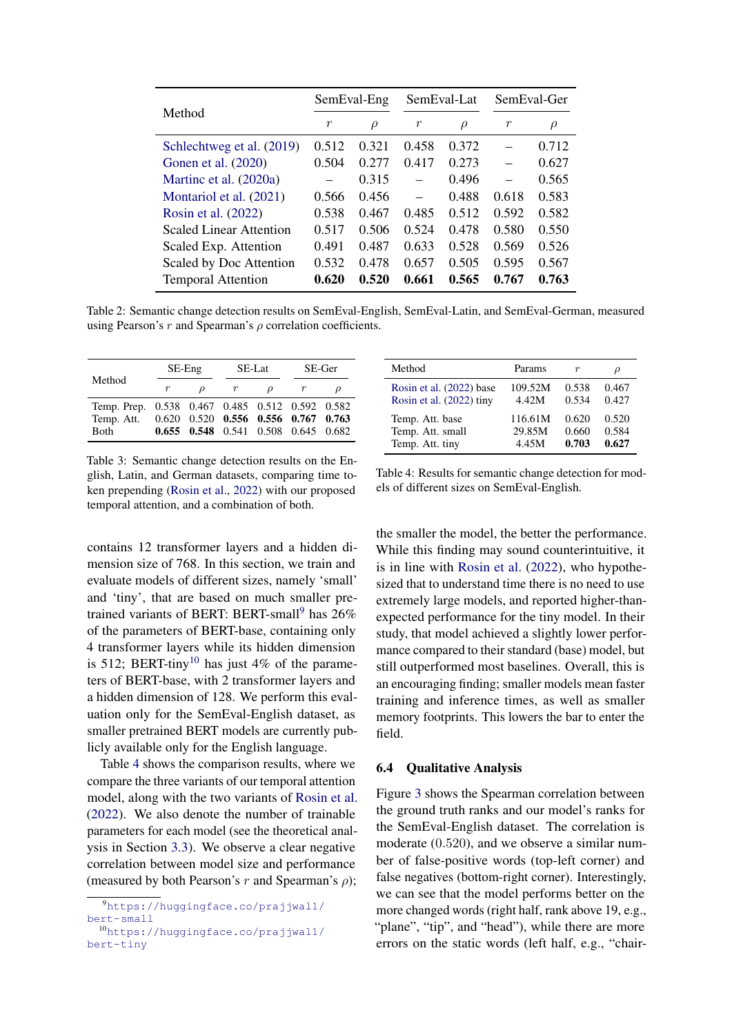| Method | SemEval-Eng | | SemEval-Lat | | SemEval-Ger | |
|---|---|---|---|---|---|---|
| | $r$ | $\rho$ | $r$ | $\rho$ | $r$ | $\rho$ |
| Schlechtweg et al. (2019) | 0.512 | 0.321 | 0.458 | 0.372 | – | 0.712 |
| Gonen et al. (2020) | 0.504 | 0.277 | 0.417 | 0.273 | – | 0.627 |
| Martinc et al. (2020a) | – | 0.315 | – | 0.496 | – | 0.565 |
| Montariol et al. (2021) | 0.566 | 0.456 | – | 0.488 | 0.618 | 0.583 |
| Rosin et al. (2022) | 0.538 | 0.467 | 0.485 | 0.512 | 0.592 | 0.582 |
| Scaled Linear Attention | 0.517 | 0.506 | 0.524 | 0.478 | 0.580 | 0.550 |
| Scaled Exp. Attention | 0.491 | 0.487 | 0.633 | 0.528 | 0.569 | 0.526 |
| Scaled by Doc Attention | 0.532 | 0.478 | 0.657 | 0.505 | 0.595 | 0.567 |
| Temporal Attention | **0.620** | **0.520** | **0.661** | **0.565** | **0.767** | **0.763** |

Table 2: Semantic change detection results on SemEval-English, SemEval-Latin, and SemEval-German, measured using Pearson's $r$ and Spearman's $\rho$ correlation coefficients.

| Method | SE-Eng | | SE-Lat | | SE-Ger | |
|---|---|---|---|---|---|---|
| | $r$ | $\rho$ | $r$ | $\rho$ | $r$ | $\rho$ |
| Temp. Prep. | 0.538 | 0.467 | 0.485 | 0.512 | 0.592 | 0.582 |
| Temp. Att. | 0.620 | 0.520 | **0.556** | **0.556** | **0.767** | **0.763** |
| Both | **0.655** | **0.548** | 0.541 | 0.508 | 0.645 | 0.682 |

Table 3: Semantic change detection results on the English, Latin, and German datasets, comparing time token prepending (Rosin et al., 2022) with our proposed temporal attention, and a combination of both.

| Method | Params | $r$ | $\rho$ |
|---|---|---|---|
| Rosin et al. (2022) base | 109.52M | 0.538 | 0.467 |
| Rosin et al. (2022) tiny | 4.42M | 0.534 | 0.427 |
| Temp. Att. base | 116.61M | 0.620 | 0.520 |
| Temp. Att. small | 29.85M | 0.660 | 0.584 |
| Temp. Att. tiny | 4.45M | **0.703** | **0.627** |

Table 4: Results for semantic change detection for models of different sizes on SemEval-English.

contains 12 transformer layers and a hidden dimension size of 768. In this section, we train and evaluate models of different sizes, namely 'small' and 'tiny', that are based on much smaller pretrained variants of BERT: BERT-small[9] has 26% of the parameters of BERT-base, containing only 4 transformer layers while its hidden dimension is 512; BERT-tiny[10] has just 4% of the parameters of BERT-base, with 2 transformer layers and a hidden dimension of 128. We perform this evaluation only for the SemEval-English dataset, as smaller pretrained BERT models are currently publicly available only for the English language.

Table 4 shows the comparison results, where we compare the three variants of our temporal attention model, along with the two variants of Rosin et al. (2022). We also denote the number of trainable parameters for each model (see the theoretical analysis in Section 3.3). We observe a clear negative correlation between model size and performance (measured by both Pearson's $r$ and Spearman's $\rho$); the smaller the model, the better the performance. While this finding may sound counterintuitive, it is in line with Rosin et al. (2022), who hypothesized that to understand time there is no need to use extremely large models, and reported higher-than-expected performance for the tiny model. In their study, that model achieved a slightly lower performance compared to their standard (base) model, but still outperformed most baselines. Overall, this is an encouraging finding; smaller models mean faster training and inference times, as well as smaller memory footprints. This lowers the bar to enter the field.

### 6.4 Qualitative Analysis

Figure 3 shows the Spearman correlation between the ground truth ranks and our model's ranks for the SemEval-English dataset. The correlation is moderate (0.520), and we observe a similar number of false-positive words (top-left corner) and false negatives (bottom-right corner). Interestingly, we can see that the model performs better on the more changed words (right half, rank above 19, e.g., "plane", "tip", and "head"), while there are more errors on the static words (left half, e.g., "chair-

[9] https://huggingface.co/prajjwal1/bert-small

[10] https://huggingface.co/prajjwal1/bert-tiny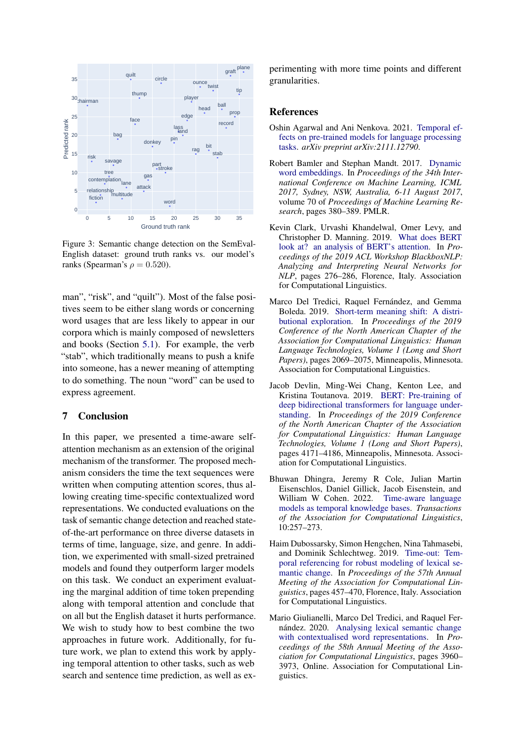Figure 3: Semantic change detection on the SemEval-English dataset: ground truth ranks vs. our model's ranks (Spearman's $\rho = 0.520$).

man", "risk", and "quilt"). Most of the false positives seem to be either slang words or concerning word usages that are less likely to appear in our corpora which is mainly composed of newsletters and books (Section 5.1). For example, the verb "stab", which traditionally means to push a knife into someone, has a newer meaning of attempting to do something. The noun "word" can be used to express agreement.

## 7 Conclusion

In this paper, we presented a time-aware self-attention mechanism as an extension of the original mechanism of the transformer. The proposed mechanism considers the time the text sequences were written when computing attention scores, thus allowing creating time-specific contextualized word representations. We conducted evaluations on the task of semantic change detection and reached state-of-the-art performance on three diverse datasets in terms of time, language, size, and genre. In addition, we experimented with small-sized pretrained models and found they outperform larger models on this task. We conduct an experiment evaluating the marginal addition of time token prepending along with temporal attention and conclude that on all but the English dataset it hurts performance. We wish to study how to best combine the two approaches in future work. Additionally, for future work, we plan to extend this work by applying temporal attention to other tasks, such as web search and sentence time prediction, as well as experimenting with more time points and different granularities.

## References

Oshin Agarwal and Ani Nenkova. 2021. Temporal effects on pre-trained models for language processing tasks. *arXiv preprint arXiv:2111.12790*.

Robert Bamler and Stephan Mandt. 2017. Dynamic word embeddings. In *Proceedings of the 34th International Conference on Machine Learning, ICML 2017, Sydney, NSW, Australia, 6-11 August 2017*, volume 70 of *Proceedings of Machine Learning Research*, pages 380–389. PMLR.

Kevin Clark, Urvashi Khandelwal, Omer Levy, and Christopher D. Manning. 2019. What does BERT look at? an analysis of BERT's attention. In *Proceedings of the 2019 ACL Workshop BlackboxNLP: Analyzing and Interpreting Neural Networks for NLP*, pages 276–286, Florence, Italy. Association for Computational Linguistics.

Marco Del Tredici, Raquel Fernández, and Gemma Boleda. 2019. Short-term meaning shift: A distributional exploration. In *Proceedings of the 2019 Conference of the North American Chapter of the Association for Computational Linguistics: Human Language Technologies, Volume 1 (Long and Short Papers)*, pages 2069–2075, Minneapolis, Minnesota. Association for Computational Linguistics.

Jacob Devlin, Ming-Wei Chang, Kenton Lee, and Kristina Toutanova. 2019. BERT: Pre-training of deep bidirectional transformers for language understanding. In *Proceedings of the 2019 Conference of the North American Chapter of the Association for Computational Linguistics: Human Language Technologies, Volume 1 (Long and Short Papers)*, pages 4171–4186, Minneapolis, Minnesota. Association for Computational Linguistics.

Bhuwan Dhingra, Jeremy R Cole, Julian Martin Eisenschlos, Daniel Gillick, Jacob Eisenstein, and William W Cohen. 2022. Time-aware language models as temporal knowledge bases. *Transactions of the Association for Computational Linguistics*, 10:257–273.

Haim Dubossarsky, Simon Hengchen, Nina Tahmasebi, and Dominik Schlechtweg. 2019. Time-out: Temporal referencing for robust modeling of lexical semantic change. In *Proceedings of the 57th Annual Meeting of the Association for Computational Linguistics*, pages 457–470, Florence, Italy. Association for Computational Linguistics.

Mario Giulianelli, Marco Del Tredici, and Raquel Fernández. 2020. Analysing lexical semantic change with contextualised word representations. In *Proceedings of the 58th Annual Meeting of the Association for Computational Linguistics*, pages 3960–3973, Online. Association for Computational Linguistics.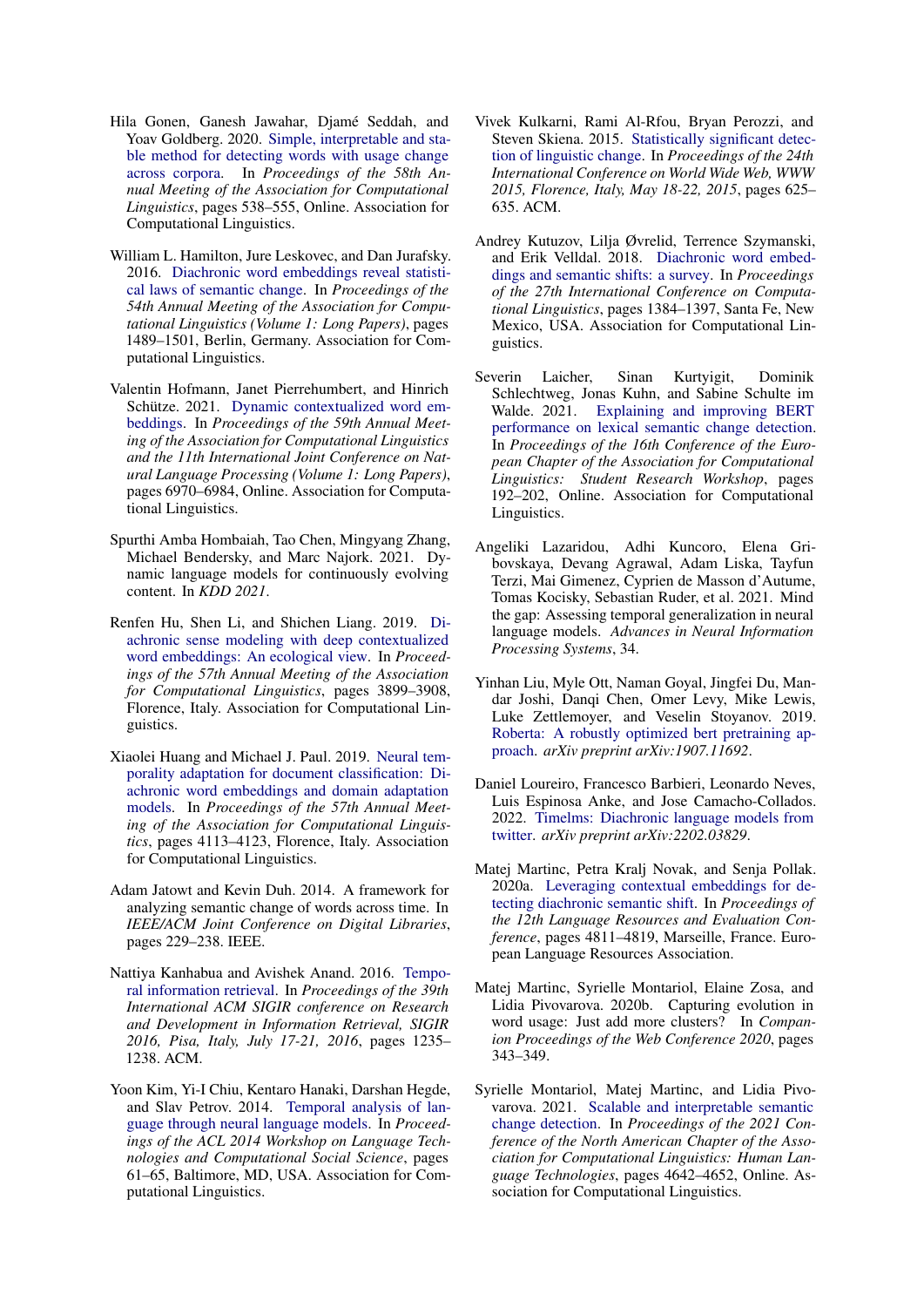Hila Gonen, Ganesh Jawahar, Djamé Seddah, and Yoav Goldberg. 2020. Simple, interpretable and stable method for detecting words with usage change across corpora. In *Proceedings of the 58th Annual Meeting of the Association for Computational Linguistics*, pages 538–555, Online. Association for Computational Linguistics.

William L. Hamilton, Jure Leskovec, and Dan Jurafsky. 2016. Diachronic word embeddings reveal statistical laws of semantic change. In *Proceedings of the 54th Annual Meeting of the Association for Computational Linguistics (Volume 1: Long Papers)*, pages 1489–1501, Berlin, Germany. Association for Computational Linguistics.

Valentin Hofmann, Janet Pierrehumbert, and Hinrich Schütze. 2021. Dynamic contextualized word embeddings. In *Proceedings of the 59th Annual Meeting of the Association for Computational Linguistics and the 11th International Joint Conference on Natural Language Processing (Volume 1: Long Papers)*, pages 6970–6984, Online. Association for Computational Linguistics.

Spurthi Amba Hombaiah, Tao Chen, Mingyang Zhang, Michael Bendersky, and Marc Najork. 2021. Dynamic language models for continuously evolving content. In *KDD 2021*.

Renfen Hu, Shen Li, and Shichen Liang. 2019. Diachronic sense modeling with deep contextualized word embeddings: An ecological view. In *Proceedings of the 57th Annual Meeting of the Association for Computational Linguistics*, pages 3899–3908, Florence, Italy. Association for Computational Linguistics.

Xiaolei Huang and Michael J. Paul. 2019. Neural temporality adaptation for document classification: Diachronic word embeddings and domain adaptation models. In *Proceedings of the 57th Annual Meeting of the Association for Computational Linguistics*, pages 4113–4123, Florence, Italy. Association for Computational Linguistics.

Adam Jatowt and Kevin Duh. 2014. A framework for analyzing semantic change of words across time. In *IEEE/ACM Joint Conference on Digital Libraries*, pages 229–238. IEEE.

Nattiya Kanhabua and Avishek Anand. 2016. Temporal information retrieval. In *Proceedings of the 39th International ACM SIGIR conference on Research and Development in Information Retrieval, SIGIR 2016, Pisa, Italy, July 17-21, 2016*, pages 1235–1238. ACM.

Yoon Kim, Yi-I Chiu, Kentaro Hanaki, Darshan Hegde, and Slav Petrov. 2014. Temporal analysis of language through neural language models. In *Proceedings of the ACL 2014 Workshop on Language Technologies and Computational Social Science*, pages 61–65, Baltimore, MD, USA. Association for Computational Linguistics.

Vivek Kulkarni, Rami Al-Rfou, Bryan Perozzi, and Steven Skiena. 2015. Statistically significant detection of linguistic change. In *Proceedings of the 24th International Conference on World Wide Web, WWW 2015, Florence, Italy, May 18-22, 2015*, pages 625–635. ACM.

Andrey Kutuzov, Lilja Øvrelid, Terrence Szymanski, and Erik Velldal. 2018. Diachronic word embeddings and semantic shifts: a survey. In *Proceedings of the 27th International Conference on Computational Linguistics*, pages 1384–1397, Santa Fe, New Mexico, USA. Association for Computational Linguistics.

Severin Laicher, Sinan Kurtyigit, Dominik Schlechtweg, Jonas Kuhn, and Sabine Schulte im Walde. 2021. Explaining and improving BERT performance on lexical semantic change detection. In *Proceedings of the 16th Conference of the European Chapter of the Association for Computational Linguistics: Student Research Workshop*, pages 192–202, Online. Association for Computational Linguistics.

Angeliki Lazaridou, Adhi Kuncoro, Elena Gribovskaya, Devang Agrawal, Adam Liska, Tayfun Terzi, Mai Gimenez, Cyprien de Masson d'Autume, Tomas Kocisky, Sebastian Ruder, et al. 2021. Mind the gap: Assessing temporal generalization in neural language models. *Advances in Neural Information Processing Systems*, 34.

Yinhan Liu, Myle Ott, Naman Goyal, Jingfei Du, Mandar Joshi, Danqi Chen, Omer Levy, Mike Lewis, Luke Zettlemoyer, and Veselin Stoyanov. 2019. Roberta: A robustly optimized bert pretraining approach. *arXiv preprint arXiv:1907.11692*.

Daniel Loureiro, Francesco Barbieri, Leonardo Neves, Luis Espinosa Anke, and Jose Camacho-Collados. 2022. Timelms: Diachronic language models from twitter. *arXiv preprint arXiv:2202.03829*.

Matej Martinc, Petra Kralj Novak, and Senja Pollak. 2020a. Leveraging contextual embeddings for detecting diachronic semantic shift. In *Proceedings of the 12th Language Resources and Evaluation Conference*, pages 4811–4819, Marseille, France. European Language Resources Association.

Matej Martinc, Syrielle Montariol, Elaine Zosa, and Lidia Pivovarova. 2020b. Capturing evolution in word usage: Just add more clusters? In *Companion Proceedings of the Web Conference 2020*, pages 343–349.

Syrielle Montariol, Matej Martinc, and Lidia Pivovarova. 2021. Scalable and interpretable semantic change detection. In *Proceedings of the 2021 Conference of the North American Chapter of the Association for Computational Linguistics: Human Language Technologies*, pages 4642–4652, Online. Association for Computational Linguistics.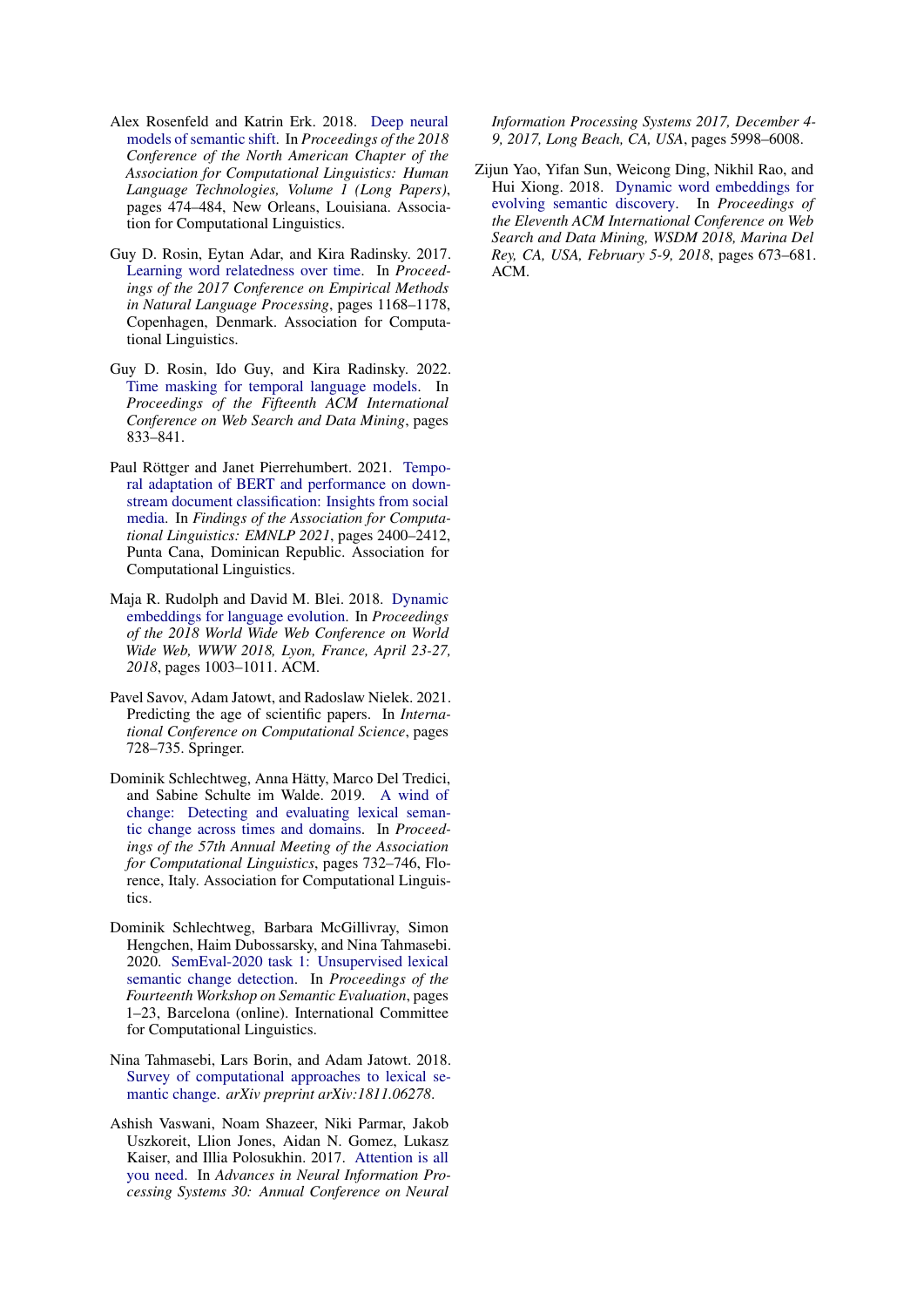Alex Rosenfeld and Katrin Erk. 2018. Deep neural models of semantic shift. In *Proceedings of the 2018 Conference of the North American Chapter of the Association for Computational Linguistics: Human Language Technologies, Volume 1 (Long Papers)*, pages 474–484, New Orleans, Louisiana. Association for Computational Linguistics.

Guy D. Rosin, Eytan Adar, and Kira Radinsky. 2017. Learning word relatedness over time. In *Proceedings of the 2017 Conference on Empirical Methods in Natural Language Processing*, pages 1168–1178, Copenhagen, Denmark. Association for Computational Linguistics.

Guy D. Rosin, Ido Guy, and Kira Radinsky. 2022. Time masking for temporal language models. In *Proceedings of the Fifteenth ACM International Conference on Web Search and Data Mining*, pages 833–841.

Paul Röttger and Janet Pierrehumbert. 2021. Temporal adaptation of BERT and performance on downstream document classification: Insights from social media. In *Findings of the Association for Computational Linguistics: EMNLP 2021*, pages 2400–2412, Punta Cana, Dominican Republic. Association for Computational Linguistics.

Maja R. Rudolph and David M. Blei. 2018. Dynamic embeddings for language evolution. In *Proceedings of the 2018 World Wide Web Conference on World Wide Web, WWW 2018, Lyon, France, April 23-27, 2018*, pages 1003–1011. ACM.

Pavel Savov, Adam Jatowt, and Radoslaw Nielek. 2021. Predicting the age of scientific papers. In *International Conference on Computational Science*, pages 728–735. Springer.

Dominik Schlechtweg, Anna Hätty, Marco Del Tredici, and Sabine Schulte im Walde. 2019. A wind of change: Detecting and evaluating lexical semantic change across times and domains. In *Proceedings of the 57th Annual Meeting of the Association for Computational Linguistics*, pages 732–746, Florence, Italy. Association for Computational Linguistics.

Dominik Schlechtweg, Barbara McGillivray, Simon Hengchen, Haim Dubossarsky, and Nina Tahmasebi. 2020. SemEval-2020 task 1: Unsupervised lexical semantic change detection. In *Proceedings of the Fourteenth Workshop on Semantic Evaluation*, pages 1–23, Barcelona (online). International Committee for Computational Linguistics.

Nina Tahmasebi, Lars Borin, and Adam Jatowt. 2018. Survey of computational approaches to lexical semantic change. *arXiv preprint arXiv:1811.06278*.

Ashish Vaswani, Noam Shazeer, Niki Parmar, Jakob Uszkoreit, Llion Jones, Aidan N. Gomez, Lukasz Kaiser, and Illia Polosukhin. 2017. Attention is all you need. In *Advances in Neural Information Processing Systems 30: Annual Conference on Neural Information Processing Systems 2017, December 4-9, 2017, Long Beach, CA, USA*, pages 5998–6008.

Zijun Yao, Yifan Sun, Weicong Ding, Nikhil Rao, and Hui Xiong. 2018. Dynamic word embeddings for evolving semantic discovery. In *Proceedings of the Eleventh ACM International Conference on Web Search and Data Mining, WSDM 2018, Marina Del Rey, CA, USA, February 5-9, 2018*, pages 673–681. ACM.